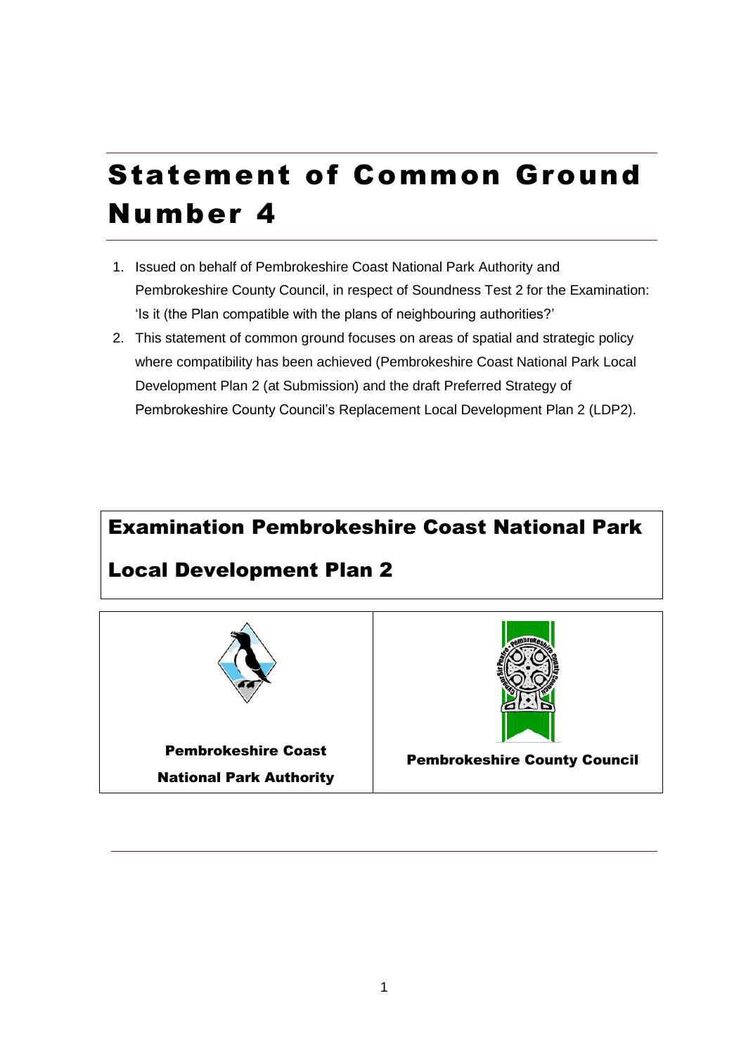# Statement of Common Ground Number 4

1. Issued on behalf of Pembrokeshire Coast National Park Authority and Pembrokeshire County Council, in respect of Soundness Test 2 for the Examination: 'Is it (the Plan compatible with the plans of neighbouring authorities?'
2. This statement of common ground focuses on areas of spatial and strategic policy where compatibility has been achieved (Pembrokeshire Coast National Park Local Development Plan 2 (at Submission) and the draft Preferred Strategy of Pembrokeshire County Council's Replacement Local Development Plan 2 (LDP2).

## Examination Pembrokeshire Coast National Park Local Development Plan 2

| Pembrokeshire Coast National Park Authority | Pembrokeshire County Council |
|---|---|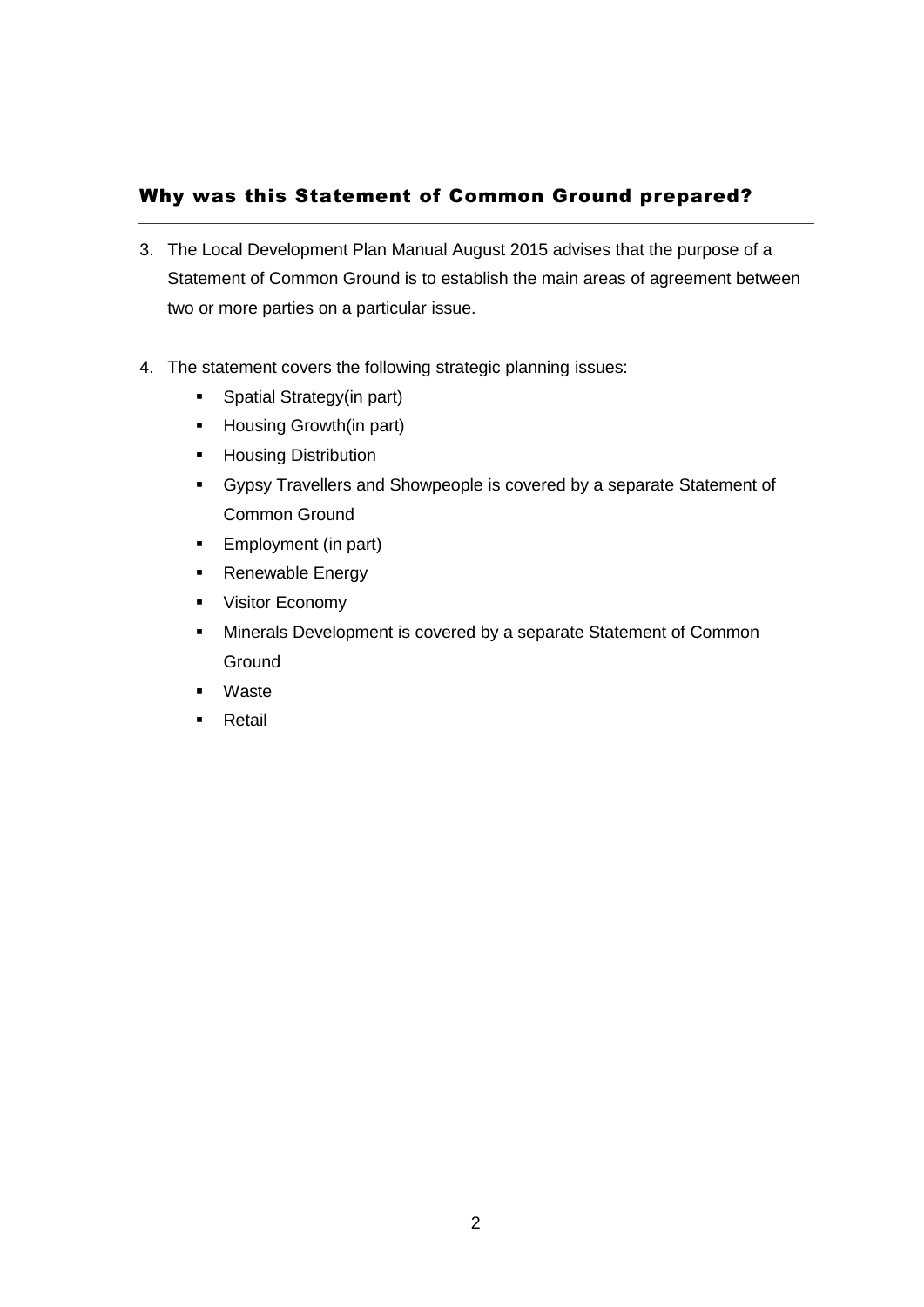## Why was this Statement of Common Ground prepared?

3. The Local Development Plan Manual August 2015 advises that the purpose of a Statement of Common Ground is to establish the main areas of agreement between two or more parties on a particular issue.

4. The statement covers the following strategic planning issues:
   - Spatial Strategy(in part)
   - Housing Growth(in part)
   - Housing Distribution
   - Gypsy Travellers and Showpeople is covered by a separate Statement of Common Ground
   - Employment (in part)
   - Renewable Energy
   - Visitor Economy
   - Minerals Development is covered by a separate Statement of Common Ground
   - Waste
   - Retail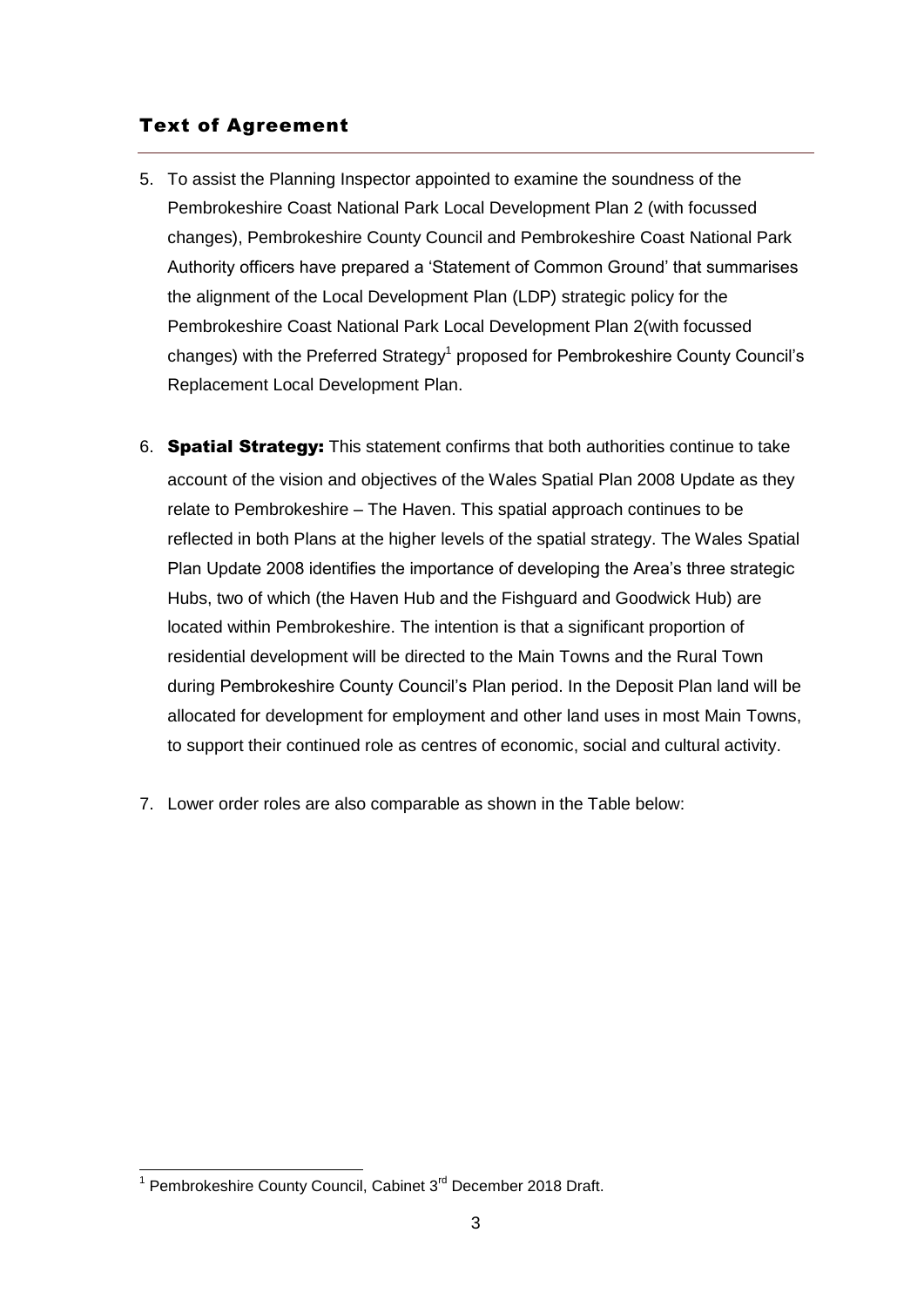## Text of Agreement

5. To assist the Planning Inspector appointed to examine the soundness of the Pembrokeshire Coast National Park Local Development Plan 2 (with focussed changes), Pembrokeshire County Council and Pembrokeshire Coast National Park Authority officers have prepared a 'Statement of Common Ground' that summarises the alignment of the Local Development Plan (LDP) strategic policy for the Pembrokeshire Coast National Park Local Development Plan 2(with focussed changes) with the Preferred Strategy[1] proposed for Pembrokeshire County Council's Replacement Local Development Plan.

6. **Spatial Strategy:** This statement confirms that both authorities continue to take account of the vision and objectives of the Wales Spatial Plan 2008 Update as they relate to Pembrokeshire – The Haven. This spatial approach continues to be reflected in both Plans at the higher levels of the spatial strategy. The Wales Spatial Plan Update 2008 identifies the importance of developing the Area's three strategic Hubs, two of which (the Haven Hub and the Fishguard and Goodwick Hub) are located within Pembrokeshire. The intention is that a significant proportion of residential development will be directed to the Main Towns and the Rural Town during Pembrokeshire County Council's Plan period. In the Deposit Plan land will be allocated for development for employment and other land uses in most Main Towns, to support their continued role as centres of economic, social and cultural activity.

7. Lower order roles are also comparable as shown in the Table below:

---

[1] Pembrokeshire County Council, Cabinet 3rd December 2018 Draft.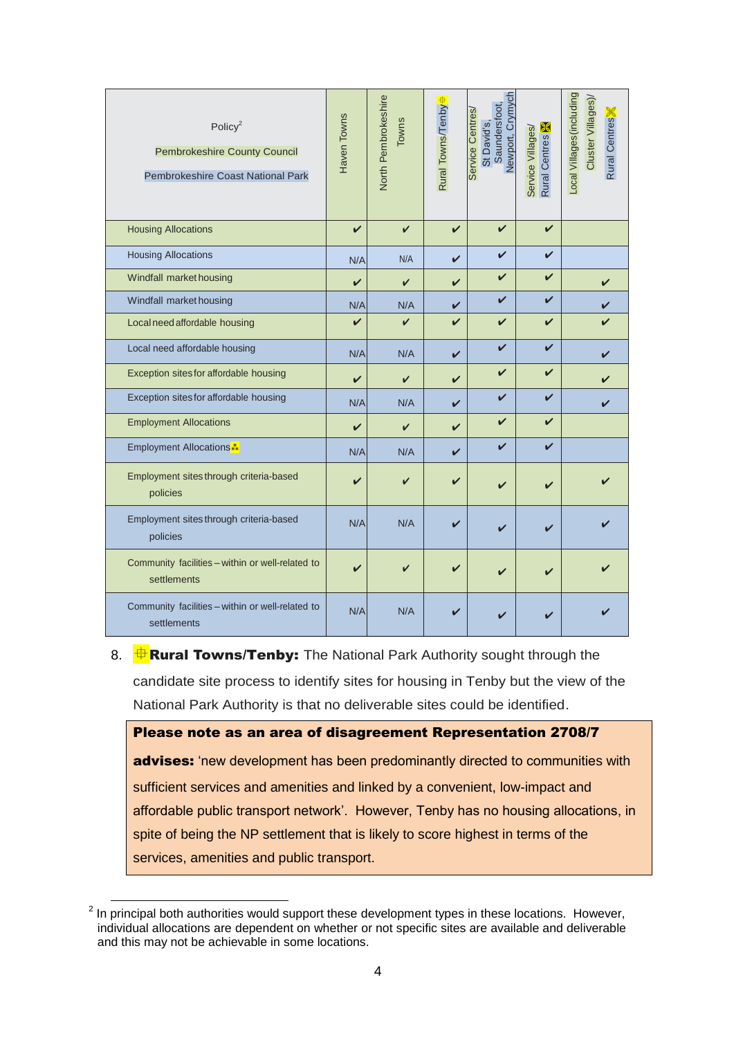| Policy[2] Pembrokeshire County Council Pembrokeshire Coast National Park | Haven Towns | North Pembrokeshire Towns | Rural Towns/Tenby 亜 | Service Centres/ St David's, Saundersfoot, Newport, Crymych | Service Villages/ Rural Centres ⊠ | Local Villages (including Cluster Villages)/ Rural Centres ✕ |
|---|---|---|---|---|---|---|
| Housing Allocations | ✔ | ✔ | ✔ | ✔ | ✔ | |
| Housing Allocations | N/A | N/A | ✔ | ✔ | ✔ | |
| Windfall market housing | ✔ | ✔ | ✔ | ✔ | ✔ | ✔ |
| Windfall market housing | N/A | N/A | ✔ | ✔ | ✔ | ✔ |
| Local need affordable housing | ✔ | ✔ | ✔ | ✔ | ✔ | ✔ |
| Local need affordable housing | N/A | N/A | ✔ | ✔ | ✔ | ✔ |
| Exception sites for affordable housing | ✔ | ✔ | ✔ | ✔ | ✔ | ✔ |
| Exception sites for affordable housing | N/A | N/A | ✔ | ✔ | ✔ | ✔ |
| Employment Allocations | ✔ | ✔ | ✔ | ✔ | ✔ | |
| Employment Allocations ⁂ | N/A | N/A | ✔ | ✔ | ✔ | |
| Employment sites through criteria-based policies | ✔ | ✔ | ✔ | ✔ | ✔ | ✔ |
| Employment sites through criteria-based policies | N/A | N/A | ✔ | ✔ | ✔ | ✔ |
| Community facilities – within or well-related to settlements | ✔ | ✔ | ✔ | ✔ | ✔ | ✔ |
| Community facilities – within or well-related to settlements | N/A | N/A | ✔ | ✔ | ✔ | ✔ |

8. 亜 **Rural Towns/Tenby:** The National Park Authority sought through the candidate site process to identify sites for housing in Tenby but the view of the National Park Authority is that no deliverable sites could be identified.

**Please note as an area of disagreement Representation 2708/7 advises:** 'new development has been predominantly directed to communities with sufficient services and amenities and linked by a convenient, low-impact and affordable public transport network'. However, Tenby has no housing allocations, in spite of being the NP settlement that is likely to score highest in terms of the services, amenities and public transport.

[2] In principal both authorities would support these development types in these locations. However, individual allocations are dependent on whether or not specific sites are available and deliverable and this may not be achievable in some locations.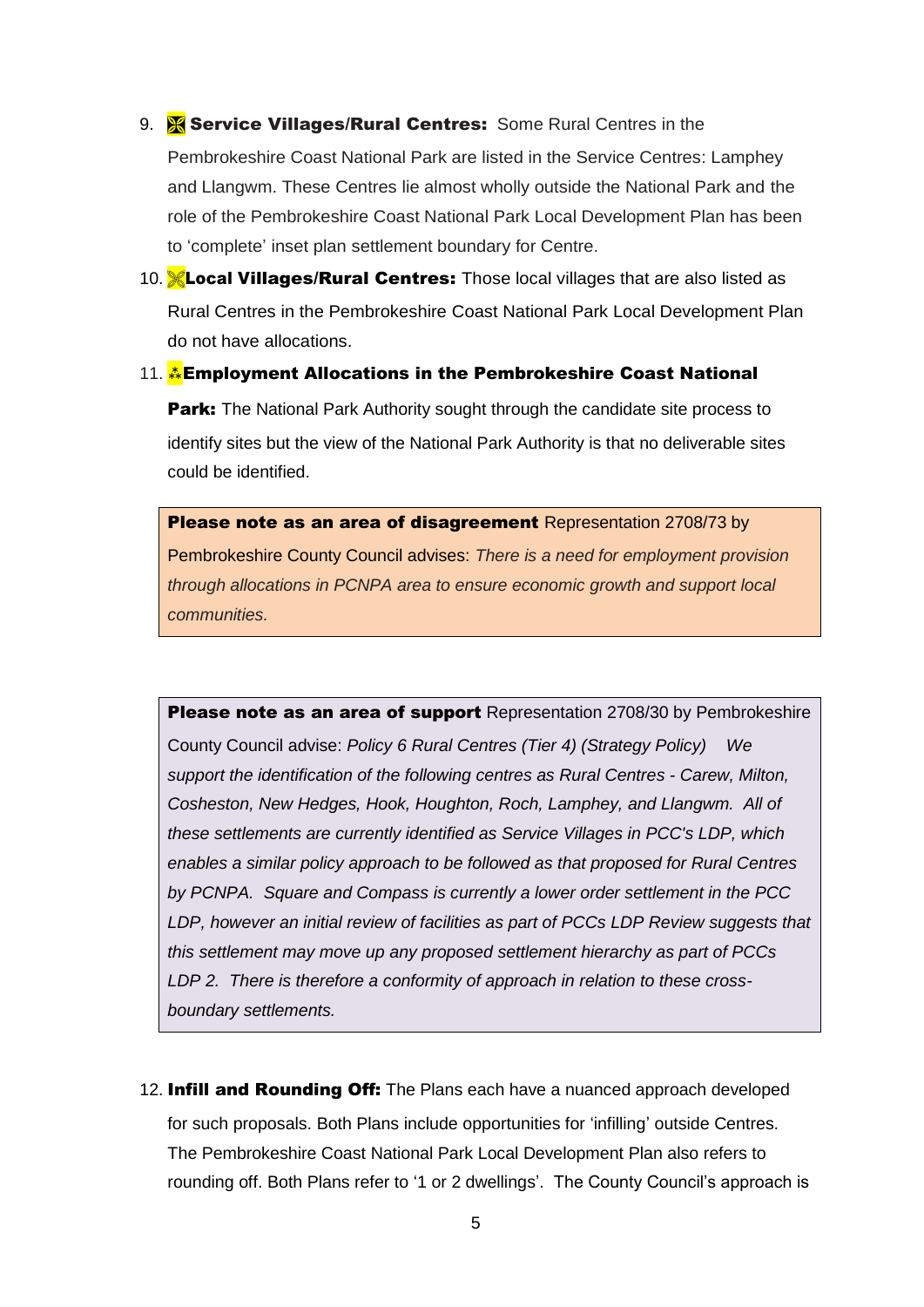9. **Service Villages/Rural Centres:** Some Rural Centres in the Pembrokeshire Coast National Park are listed in the Service Centres: Lamphey and Llangwm. These Centres lie almost wholly outside the National Park and the role of the Pembrokeshire Coast National Park Local Development Plan has been to 'complete' inset plan settlement boundary for Centre.

10. **Local Villages/Rural Centres:** Those local villages that are also listed as Rural Centres in the Pembrokeshire Coast National Park Local Development Plan do not have allocations.

11. **Employment Allocations in the Pembrokeshire Coast National Park:** The National Park Authority sought through the candidate site process to identify sites but the view of the National Park Authority is that no deliverable sites could be identified.

> **Please note as an area of disagreement** Representation 2708/73 by Pembrokeshire County Council advises: *There is a need for employment provision through allocations in PCNPA area to ensure economic growth and support local communities.*

> **Please note as an area of support** Representation 2708/30 by Pembrokeshire County Council advise: *Policy 6 Rural Centres (Tier 4) (Strategy Policy) We support the identification of the following centres as Rural Centres - Carew, Milton, Cosheston, New Hedges, Hook, Houghton, Roch, Lamphey, and Llangwm. All of these settlements are currently identified as Service Villages in PCC's LDP, which enables a similar policy approach to be followed as that proposed for Rural Centres by PCNPA. Square and Compass is currently a lower order settlement in the PCC LDP, however an initial review of facilities as part of PCCs LDP Review suggests that this settlement may move up any proposed settlement hierarchy as part of PCCs LDP 2. There is therefore a conformity of approach in relation to these cross-boundary settlements.*

12. **Infill and Rounding Off:** The Plans each have a nuanced approach developed for such proposals. Both Plans include opportunities for 'infilling' outside Centres. The Pembrokeshire Coast National Park Local Development Plan also refers to rounding off. Both Plans refer to '1 or 2 dwellings'. The County Council's approach is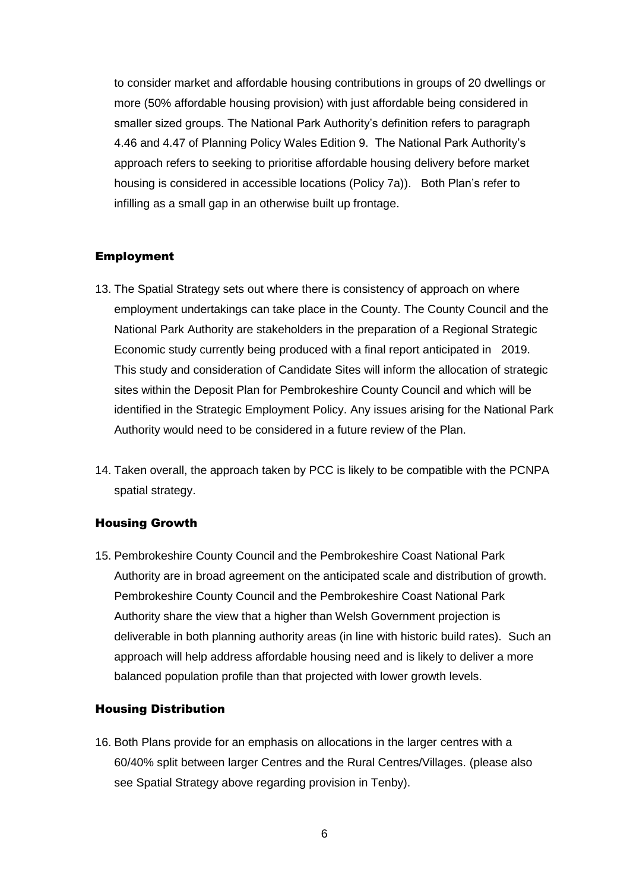to consider market and affordable housing contributions in groups of 20 dwellings or more (50% affordable housing provision) with just affordable being considered in smaller sized groups. The National Park Authority's definition refers to paragraph 4.46 and 4.47 of Planning Policy Wales Edition 9. The National Park Authority's approach refers to seeking to prioritise affordable housing delivery before market housing is considered in accessible locations (Policy 7a)). Both Plan's refer to infilling as a small gap in an otherwise built up frontage.

## Employment

13. The Spatial Strategy sets out where there is consistency of approach on where employment undertakings can take place in the County. The County Council and the National Park Authority are stakeholders in the preparation of a Regional Strategic Economic study currently being produced with a final report anticipated in 2019. This study and consideration of Candidate Sites will inform the allocation of strategic sites within the Deposit Plan for Pembrokeshire County Council and which will be identified in the Strategic Employment Policy. Any issues arising for the National Park Authority would need to be considered in a future review of the Plan.

14. Taken overall, the approach taken by PCC is likely to be compatible with the PCNPA spatial strategy.

## Housing Growth

15. Pembrokeshire County Council and the Pembrokeshire Coast National Park Authority are in broad agreement on the anticipated scale and distribution of growth. Pembrokeshire County Council and the Pembrokeshire Coast National Park Authority share the view that a higher than Welsh Government projection is deliverable in both planning authority areas (in line with historic build rates). Such an approach will help address affordable housing need and is likely to deliver a more balanced population profile than that projected with lower growth levels.

## Housing Distribution

16. Both Plans provide for an emphasis on allocations in the larger centres with a 60/40% split between larger Centres and the Rural Centres/Villages. (please also see Spatial Strategy above regarding provision in Tenby).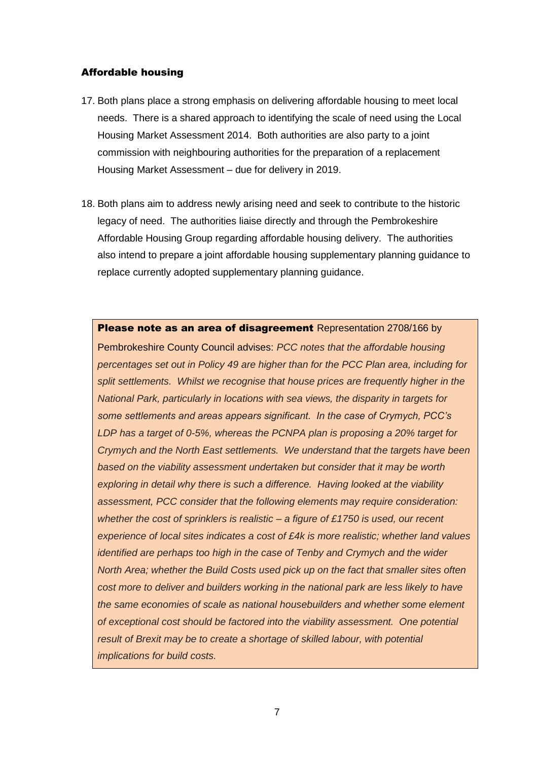### Affordable housing

17. Both plans place a strong emphasis on delivering affordable housing to meet local needs. There is a shared approach to identifying the scale of need using the Local Housing Market Assessment 2014. Both authorities are also party to a joint commission with neighbouring authorities for the preparation of a replacement Housing Market Assessment – due for delivery in 2019.

18. Both plans aim to address newly arising need and seek to contribute to the historic legacy of need. The authorities liaise directly and through the Pembrokeshire Affordable Housing Group regarding affordable housing delivery. The authorities also intend to prepare a joint affordable housing supplementary planning guidance to replace currently adopted supplementary planning guidance.

> **Please note as an area of disagreement** Representation 2708/166 by Pembrokeshire County Council advises: *PCC notes that the affordable housing percentages set out in Policy 49 are higher than for the PCC Plan area, including for split settlements. Whilst we recognise that house prices are frequently higher in the National Park, particularly in locations with sea views, the disparity in targets for some settlements and areas appears significant. In the case of Crymych, PCC's LDP has a target of 0-5%, whereas the PCNPA plan is proposing a 20% target for Crymych and the North East settlements. We understand that the targets have been based on the viability assessment undertaken but consider that it may be worth exploring in detail why there is such a difference. Having looked at the viability assessment, PCC consider that the following elements may require consideration: whether the cost of sprinklers is realistic – a figure of £1750 is used, our recent experience of local sites indicates a cost of £4k is more realistic; whether land values identified are perhaps too high in the case of Tenby and Crymych and the wider North Area; whether the Build Costs used pick up on the fact that smaller sites often cost more to deliver and builders working in the national park are less likely to have the same economies of scale as national housebuilders and whether some element of exceptional cost should be factored into the viability assessment. One potential result of Brexit may be to create a shortage of skilled labour, with potential implications for build costs.*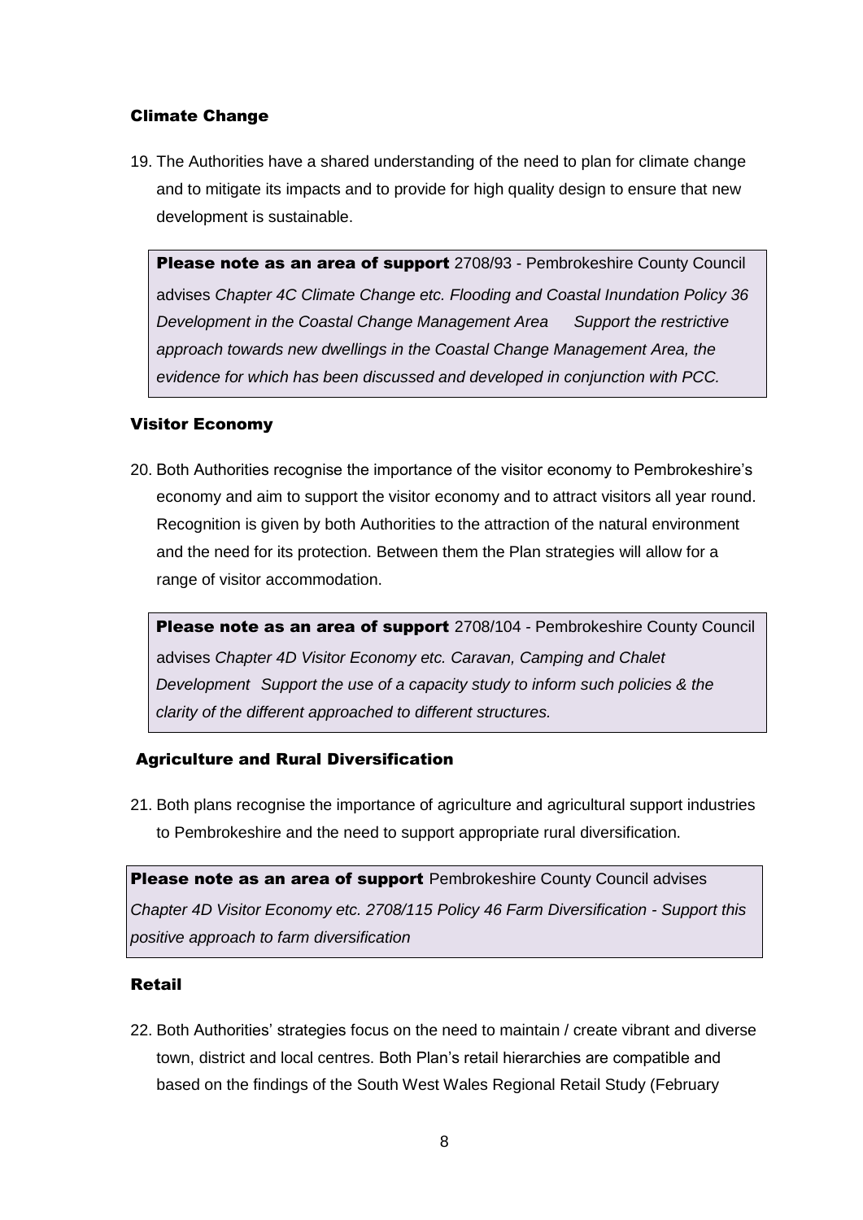### Climate Change

19. The Authorities have a shared understanding of the need to plan for climate change and to mitigate its impacts and to provide for high quality design to ensure that new development is sustainable.

> **Please note as an area of support** 2708/93 - Pembrokeshire County Council advises *Chapter 4C Climate Change etc. Flooding and Coastal Inundation Policy 36 Development in the Coastal Change Management Area Support the restrictive approach towards new dwellings in the Coastal Change Management Area, the evidence for which has been discussed and developed in conjunction with PCC.*

### Visitor Economy

20. Both Authorities recognise the importance of the visitor economy to Pembrokeshire's economy and aim to support the visitor economy and to attract visitors all year round. Recognition is given by both Authorities to the attraction of the natural environment and the need for its protection. Between them the Plan strategies will allow for a range of visitor accommodation.

> **Please note as an area of support** 2708/104 - Pembrokeshire County Council advises *Chapter 4D Visitor Economy etc. Caravan, Camping and Chalet Development Support the use of a capacity study to inform such policies & the clarity of the different approached to different structures.*

### Agriculture and Rural Diversification

21. Both plans recognise the importance of agriculture and agricultural support industries to Pembrokeshire and the need to support appropriate rural diversification.

> **Please note as an area of support** Pembrokeshire County Council advises *Chapter 4D Visitor Economy etc. 2708/115 Policy 46 Farm Diversification - Support this positive approach to farm diversification*

### Retail

22. Both Authorities' strategies focus on the need to maintain / create vibrant and diverse town, district and local centres. Both Plan's retail hierarchies are compatible and based on the findings of the South West Wales Regional Retail Study (February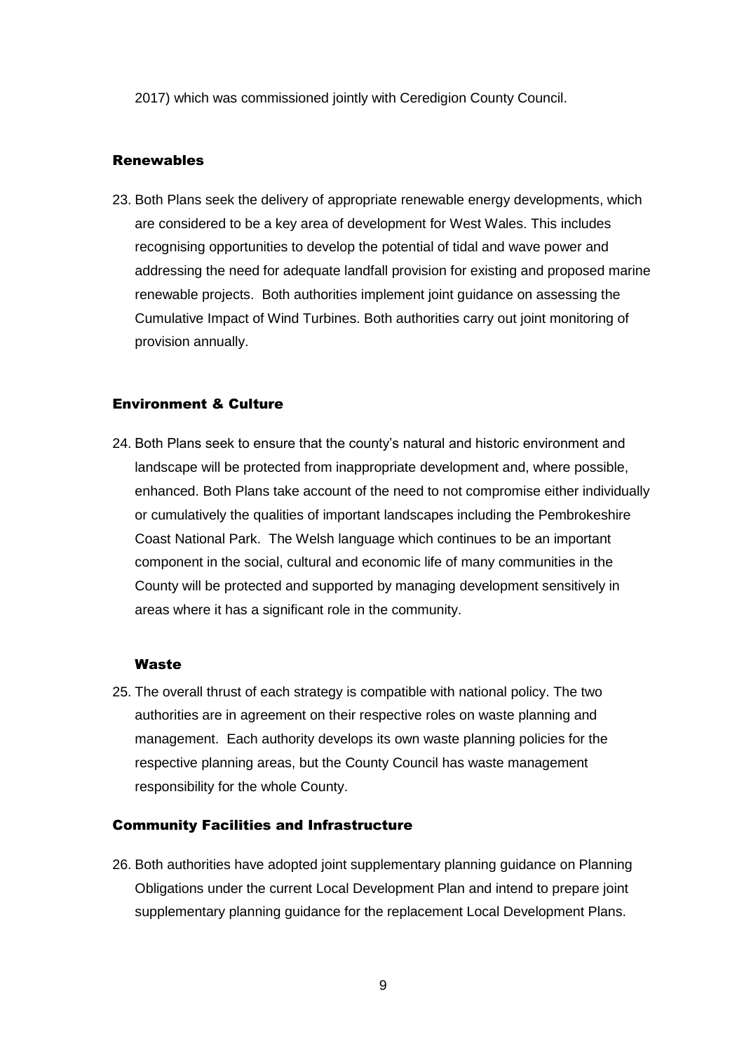2017) which was commissioned jointly with Ceredigion County Council.

### Renewables

23. Both Plans seek the delivery of appropriate renewable energy developments, which are considered to be a key area of development for West Wales. This includes recognising opportunities to develop the potential of tidal and wave power and addressing the need for adequate landfall provision for existing and proposed marine renewable projects. Both authorities implement joint guidance on assessing the Cumulative Impact of Wind Turbines. Both authorities carry out joint monitoring of provision annually.

### Environment & Culture

24. Both Plans seek to ensure that the county's natural and historic environment and landscape will be protected from inappropriate development and, where possible, enhanced. Both Plans take account of the need to not compromise either individually or cumulatively the qualities of important landscapes including the Pembrokeshire Coast National Park. The Welsh language which continues to be an important component in the social, cultural and economic life of many communities in the County will be protected and supported by managing development sensitively in areas where it has a significant role in the community.

### Waste

25. The overall thrust of each strategy is compatible with national policy. The two authorities are in agreement on their respective roles on waste planning and management. Each authority develops its own waste planning policies for the respective planning areas, but the County Council has waste management responsibility for the whole County.

### Community Facilities and Infrastructure

26. Both authorities have adopted joint supplementary planning guidance on Planning Obligations under the current Local Development Plan and intend to prepare joint supplementary planning guidance for the replacement Local Development Plans.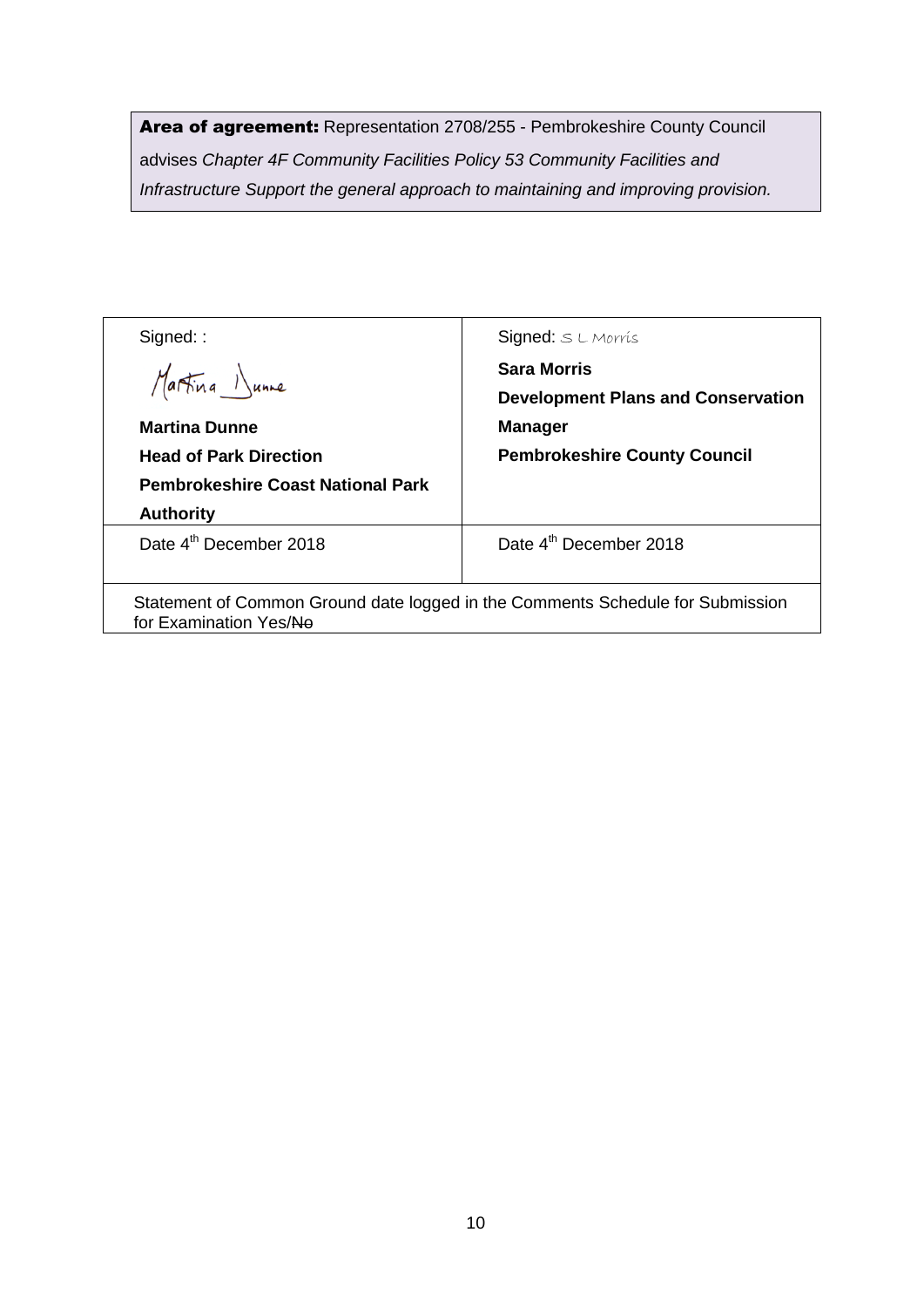**Area of agreement:** Representation 2708/255 - Pembrokeshire County Council advises *Chapter 4F Community Facilities Policy 53 Community Facilities and Infrastructure Support the general approach to maintaining and improving provision.*

| | |
|---|---|
| Signed: :<br><br>Martina Dunne<br><br>**Martina Dunne**<br>**Head of Park Direction**<br>**Pembrokeshire Coast National Park Authority** | Signed: S L Morris<br><br>**Sara Morris**<br>**Development Plans and Conservation Manager**<br>**Pembrokeshire County Council** |
| Date 4th December 2018 | Date 4th December 2018 |
| Statement of Common Ground date logged in the Comments Schedule for Submission for Examination Yes/~~No~~ | |